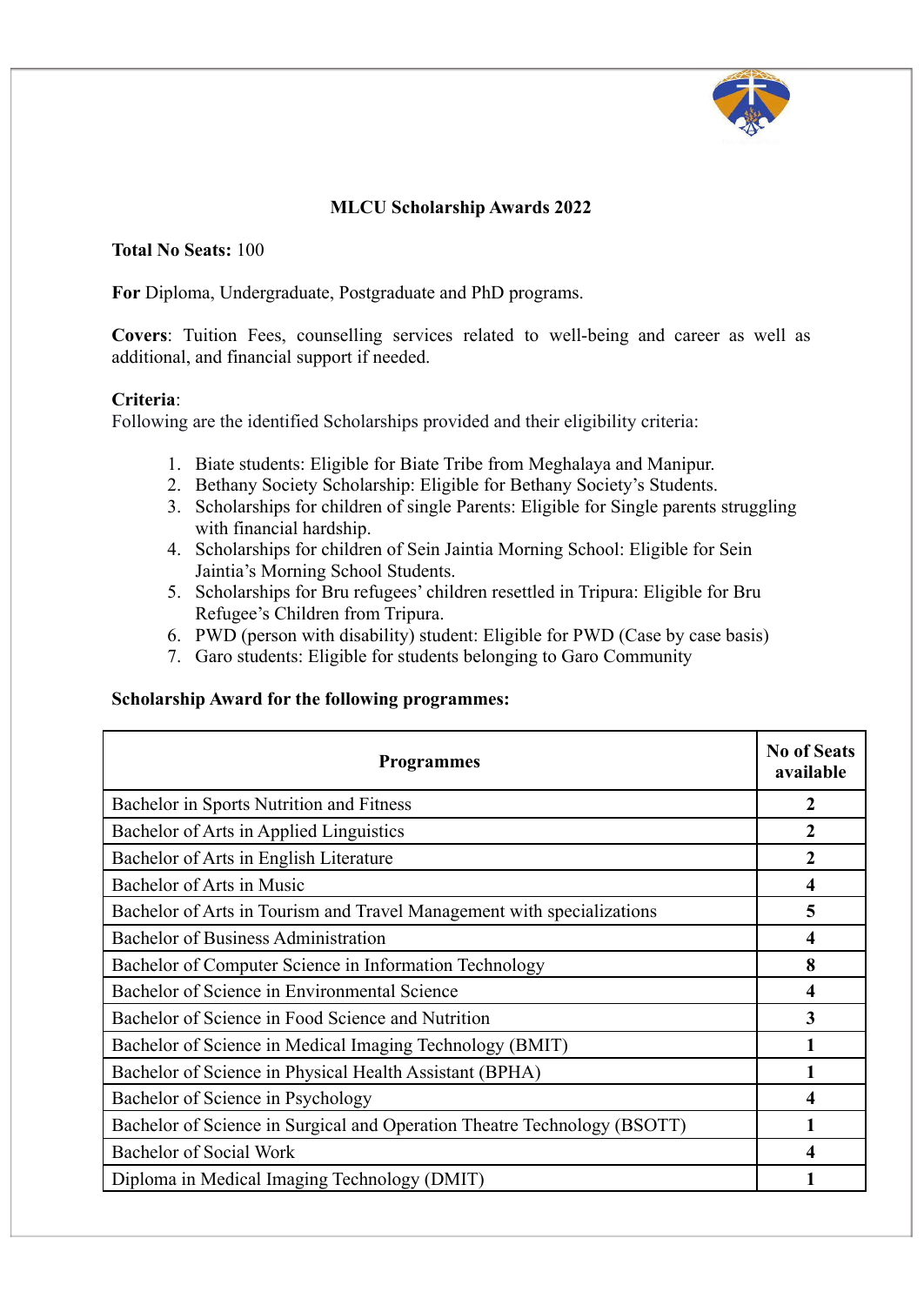# MLCU Scholarship Awards 2022

**Total No Seats:** 100

**For** Diploma, Undergraduate, Postgraduate and PhD programs.

**Covers**: Tuition Fees, counselling services related to well-being and career as well as additional, and financial support if needed.

**Criteria**:
Following are the identified Scholarships provided and their eligibility criteria:

1. Biate students: Eligible for Biate Tribe from Meghalaya and Manipur.
2. Bethany Society Scholarship: Eligible for Bethany Society's Students.
3. Scholarships for children of single Parents: Eligible for Single parents struggling with financial hardship.
4. Scholarships for children of Sein Jaintia Morning School: Eligible for Sein Jaintia's Morning School Students.
5. Scholarships for Bru refugees' children resettled in Tripura: Eligible for Bru Refugee's Children from Tripura.
6. PWD (person with disability) student: Eligible for PWD (Case by case basis)
7. Garo students: Eligible for students belonging to Garo Community

**Scholarship Award for the following programmes:**

| Programmes | No of Seats available |
|---|---|
| Bachelor in Sports Nutrition and Fitness | **2** |
| Bachelor of Arts in Applied Linguistics | **2** |
| Bachelor of Arts in English Literature | **2** |
| Bachelor of Arts in Music | **4** |
| Bachelor of Arts in Tourism and Travel Management with specializations | **5** |
| Bachelor of Business Administration | **4** |
| Bachelor of Computer Science in Information Technology | **8** |
| Bachelor of Science in Environmental Science | **4** |
| Bachelor of Science in Food Science and Nutrition | **3** |
| Bachelor of Science in Medical Imaging Technology (BMIT) | **1** |
| Bachelor of Science in Physical Health Assistant (BPHA) | **1** |
| Bachelor of Science in Psychology | **4** |
| Bachelor of Science in Surgical and Operation Theatre Technology (BSOTT) | **1** |
| Bachelor of Social Work | **4** |
| Diploma in Medical Imaging Technology (DMIT) | **1** |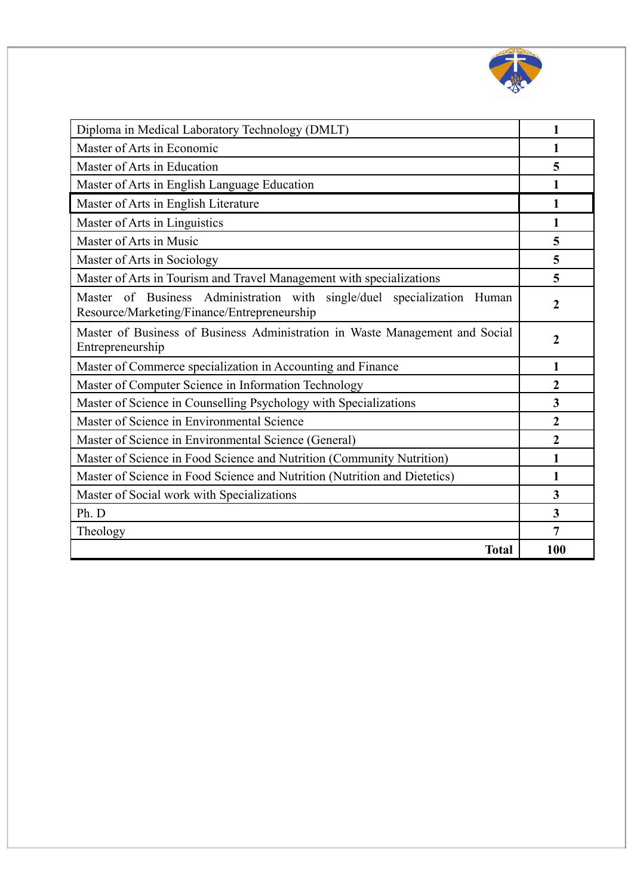| | |
|---|---|
| Diploma in Medical Laboratory Technology (DMLT) | **1** |
| Master of Arts in Economic | **1** |
| Master of Arts in Education | **5** |
| Master of Arts in English Language Education | **1** |
| Master of Arts in English Literature | **1** |
| Master of Arts in Linguistics | **1** |
| Master of Arts in Music | **5** |
| Master of Arts in Sociology | **5** |
| Master of Arts in Tourism and Travel Management with specializations | **5** |
| Master of Business Administration with single/duel specialization Human Resource/Marketing/Finance/Entrepreneurship | **2** |
| Master of Business of Business Administration in Waste Management and Social Entrepreneurship | **2** |
| Master of Commerce specialization in Accounting and Finance | **1** |
| Master of Computer Science in Information Technology | **2** |
| Master of Science in Counselling Psychology with Specializations | **3** |
| Master of Science in Environmental Science | **2** |
| Master of Science in Environmental Science (General) | **2** |
| Master of Science in Food Science and Nutrition (Community Nutrition) | **1** |
| Master of Science in Food Science and Nutrition (Nutrition and Dietetics) | **1** |
| Master of Social work with Specializations | **3** |
| Ph. D | **3** |
| Theology | **7** |
| **Total** | **100** |